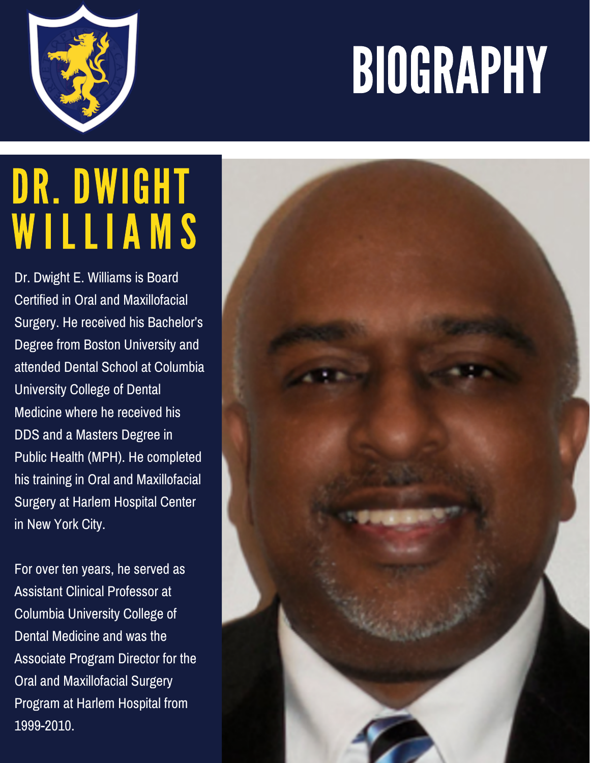# BIOGRAPHY

## DR. DWIGHT WILLIAMS

Dr. Dwight E. Williams is Board Certified in Oral and Maxillofacial Surgery. He received his Bachelor's Degree from Boston University and attended Dental School at Columbia University College of Dental Medicine where he received his DDS and a Masters Degree in Public Health (MPH). He completed his training in Oral and Maxillofacial Surgery at Harlem Hospital Center in New York City.

For over ten years, he served as Assistant Clinical Professor at Columbia University College of Dental Medicine and was the Associate Program Director for the Oral and Maxillofacial Surgery Program at Harlem Hospital from 1999-2010.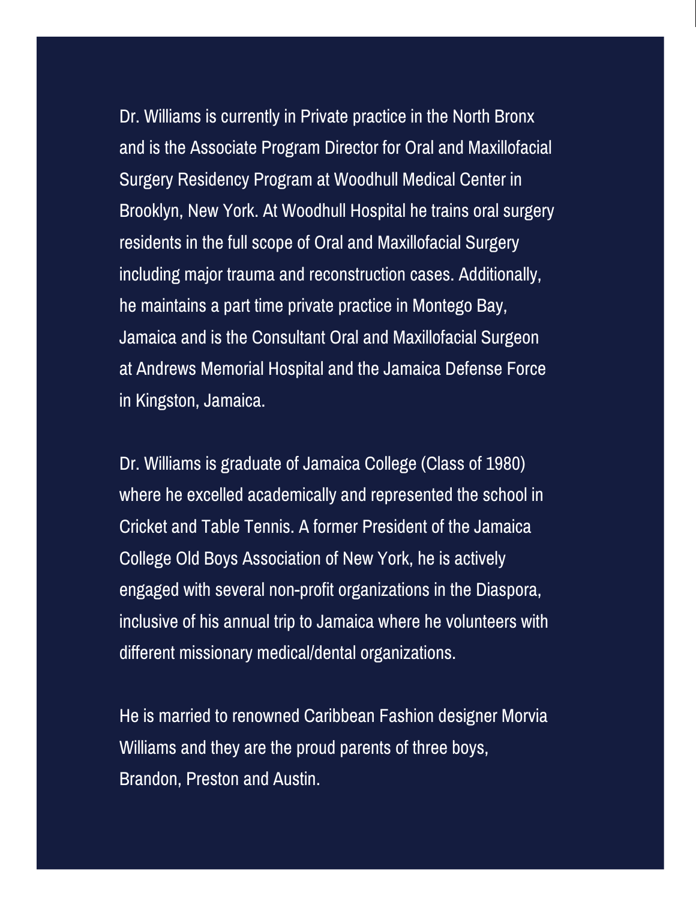Dr. Williams is currently in Private practice in the North Bronx and is the Associate Program Director for Oral and Maxillofacial Surgery Residency Program at Woodhull Medical Center in Brooklyn, New York. At Woodhull Hospital he trains oral surgery residents in the full scope of Oral and Maxillofacial Surgery including major trauma and reconstruction cases. Additionally, he maintains a part time private practice in Montego Bay, Jamaica and is the Consultant Oral and Maxillofacial Surgeon at Andrews Memorial Hospital and the Jamaica Defense Force in Kingston, Jamaica.

Dr. Williams is graduate of Jamaica College (Class of 1980) where he excelled academically and represented the school in Cricket and Table Tennis. A former President of the Jamaica College Old Boys Association of New York, he is actively engaged with several non-profit organizations in the Diaspora, inclusive of his annual trip to Jamaica where he volunteers with different missionary medical/dental organizations.

He is married to renowned Caribbean Fashion designer Morvia Williams and they are the proud parents of three boys, Brandon, Preston and Austin.